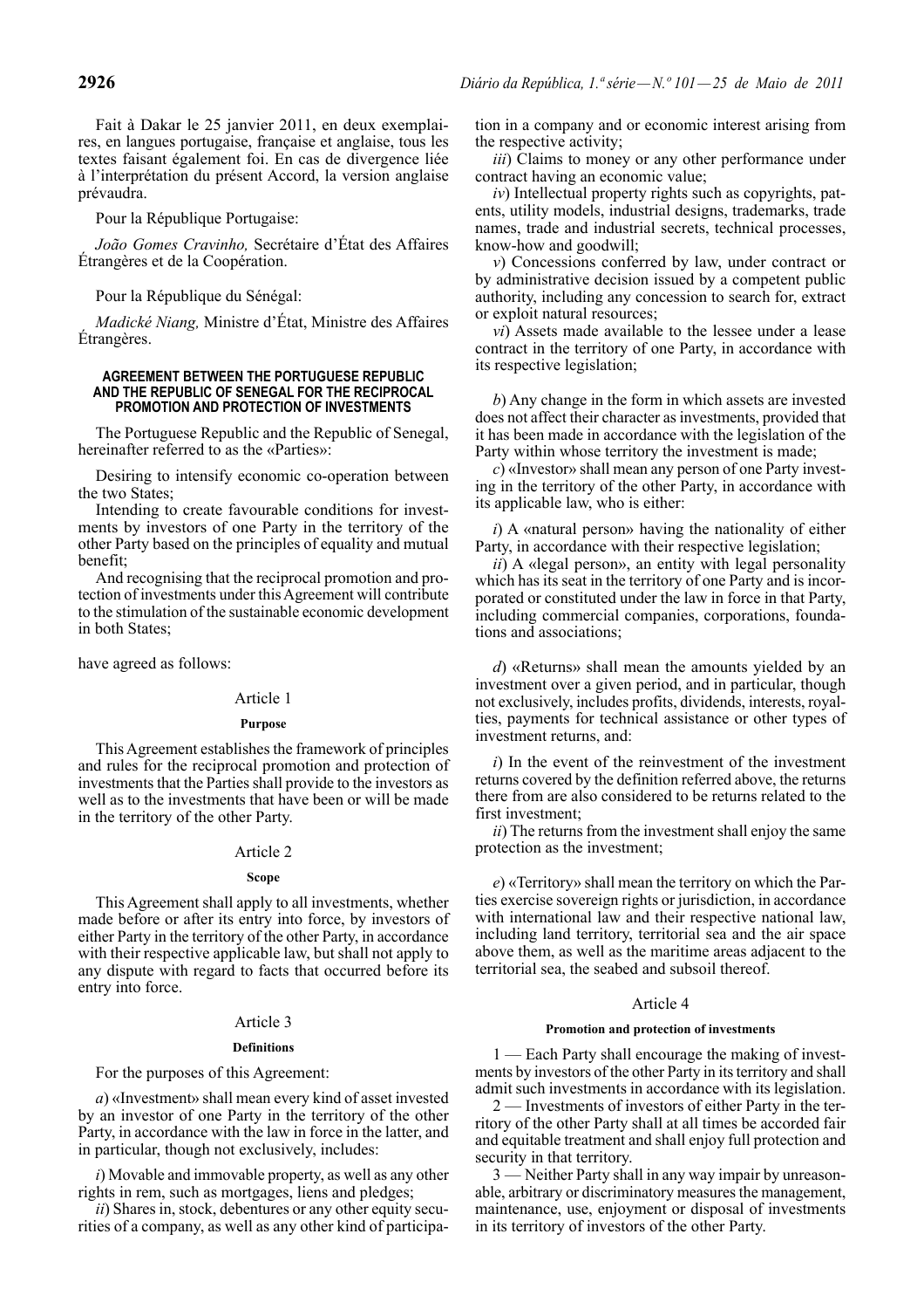Fait à Dakar le 25 janvier 2011, en deux exemplaires, en langues portugaise, française et anglaise, tous les textes faisant également foi. En cas de divergence liée à l'interprétation du présent Accord, la version anglaise prévaudra.

Pour la République Portugaise:

*João Gomes Cravinho,* Secrétaire d'État des Affaires Étrangères et de la Coopération.

Pour la République du Sénégal:

*Madické Niang,* Ministre d'État, Ministre des Affaires Étrangères.

## AGREEMENT BETWEEN THE PORTUGUESE REPUBLIC AND THE REPUBLIC OF SENEGAL FOR THE RECIPROCAL PROMOTION AND PROTECTION OF INVESTMENTS

The Portuguese Republic and the Republic of Senegal, hereinafter referred to as the «Parties»:

Desiring to intensify economic co-operation between the two States;

Intending to create favourable conditions for investments by investors of one Party in the territory of the other Party based on the principles of equality and mutual benefit;

And recognising that the reciprocal promotion and protection of investments under this Agreement will contribute to the stimulation of the sustainable economic development in both States;

have agreed as follows:

### Article 1

**Purpose**

This Agreement establishes the framework of principles and rules for the reciprocal promotion and protection of investments that the Parties shall provide to the investors as well as to the investments that have been or will be made in the territory of the other Party.

### Article 2

**Scope**

This Agreement shall apply to all investments, whether made before or after its entry into force, by investors of either Party in the territory of the other Party, in accordance with their respective applicable law, but shall not apply to any dispute with regard to facts that occurred before its entry into force.

### Article 3

**Definitions**

For the purposes of this Agreement:

*a*) «Investment» shall mean every kind of asset invested by an investor of one Party in the territory of the other Party, in accordance with the law in force in the latter, and in particular, though not exclusively, includes:

*i*) Movable and immovable property, as well as any other rights in rem, such as mortgages, liens and pledges;

*ii*) Shares in, stock, debentures or any other equity securities of a company, as well as any other kind of participation in a company and or economic interest arising from the respective activity;

*iii*) Claims to money or any other performance under contract having an economic value;

*iv*) Intellectual property rights such as copyrights, patents, utility models, industrial designs, trademarks, trade names, trade and industrial secrets, technical processes, know-how and goodwill;

*v*) Concessions conferred by law, under contract or by administrative decision issued by a competent public authority, including any concession to search for, extract or exploit natural resources;

*vi*) Assets made available to the lessee under a lease contract in the territory of one Party, in accordance with its respective legislation;

*b*) Any change in the form in which assets are invested does not affect their character as investments, provided that it has been made in accordance with the legislation of the Party within whose territory the investment is made;

*c*) «Investor» shall mean any person of one Party investing in the territory of the other Party, in accordance with its applicable law, who is either:

*i*) A «natural person» having the nationality of either Party, in accordance with their respective legislation;

*ii*) A «legal person», an entity with legal personality which has its seat in the territory of one Party and is incorporated or constituted under the law in force in that Party, including commercial companies, corporations, foundations and associations;

*d*) «Returns» shall mean the amounts yielded by an investment over a given period, and in particular, though not exclusively, includes profits, dividends, interests, royalties, payments for technical assistance or other types of investment returns, and:

*i*) In the event of the reinvestment of the investment returns covered by the definition referred above, the returns there from are also considered to be returns related to the first investment;

*ii*) The returns from the investment shall enjoy the same protection as the investment;

*e*) «Territory» shall mean the territory on which the Parties exercise sovereign rights or jurisdiction, in accordance with international law and their respective national law, including land territory, territorial sea and the air space above them, as well as the maritime areas adjacent to the territorial sea, the seabed and subsoil thereof.

### Article 4

**Promotion and protection of investments**

1 — Each Party shall encourage the making of investments by investors of the other Party in its territory and shall admit such investments in accordance with its legislation.

2 — Investments of investors of either Party in the territory of the other Party shall at all times be accorded fair and equitable treatment and shall enjoy full protection and security in that territory.

3 — Neither Party shall in any way impair by unreasonable, arbitrary or discriminatory measures the management, maintenance, use, enjoyment or disposal of investments in its territory of investors of the other Party.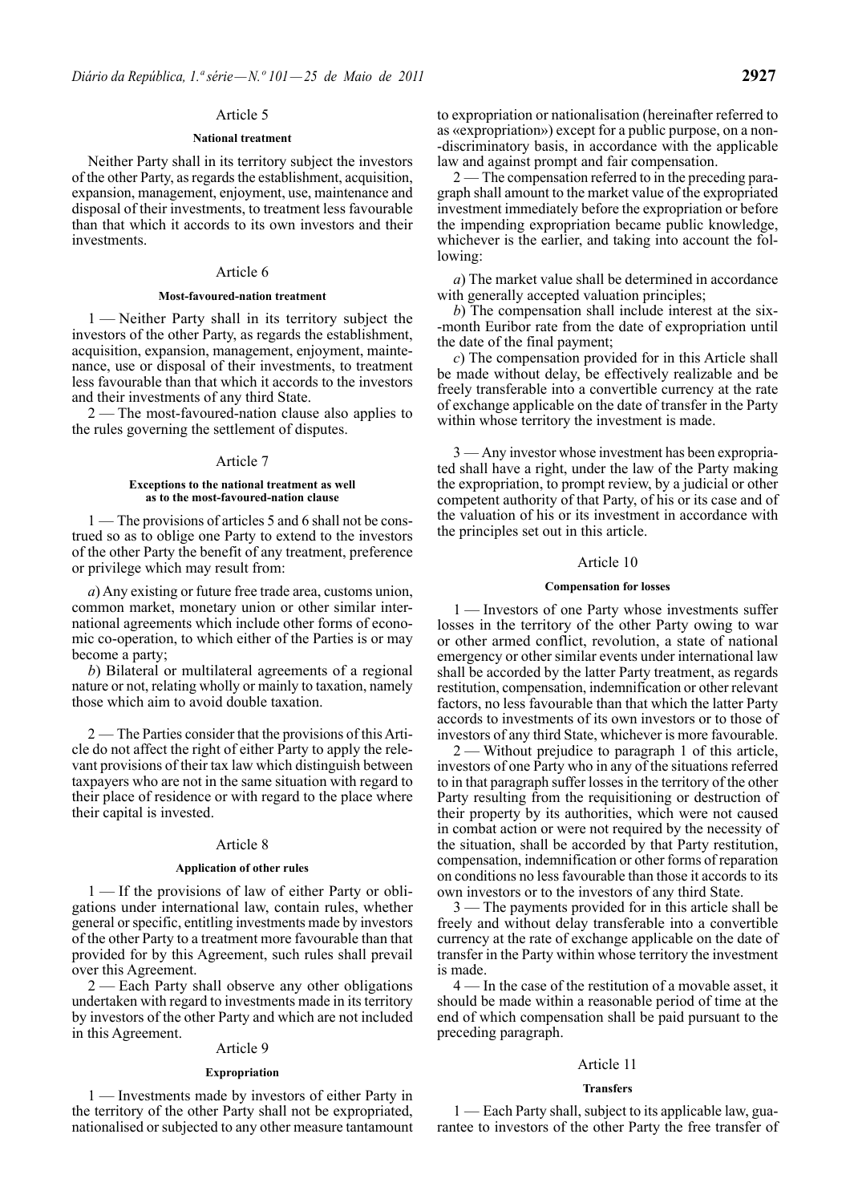## Article 5

### National treatment

Neither Party shall in its territory subject the investors of the other Party, as regards the establishment, acquisition, expansion, management, enjoyment, use, maintenance and disposal of their investments, to treatment less favourable than that which it accords to its own investors and their investments.

## Article 6

### Most-favoured-nation treatment

1 — Neither Party shall in its territory subject the investors of the other Party, as regards the establishment, acquisition, expansion, management, enjoyment, maintenance, use or disposal of their investments, to treatment less favourable than that which it accords to the investors and their investments of any third State.

2 — The most-favoured-nation clause also applies to the rules governing the settlement of disputes.

## Article 7

### Exceptions to the national treatment as well as to the most-favoured-nation clause

1 — The provisions of articles 5 and 6 shall not be construed so as to oblige one Party to extend to the investors of the other Party the benefit of any treatment, preference or privilege which may result from:

*a*) Any existing or future free trade area, customs union, common market, monetary union or other similar international agreements which include other forms of economic co-operation, to which either of the Parties is or may become a party;

*b*) Bilateral or multilateral agreements of a regional nature or not, relating wholly or mainly to taxation, namely those which aim to avoid double taxation.

2 — The Parties consider that the provisions of this Article do not affect the right of either Party to apply the relevant provisions of their tax law which distinguish between taxpayers who are not in the same situation with regard to their place of residence or with regard to the place where their capital is invested.

## Article 8

### Application of other rules

1 — If the provisions of law of either Party or obligations under international law, contain rules, whether general or specific, entitling investments made by investors of the other Party to a treatment more favourable than that provided for by this Agreement, such rules shall prevail over this Agreement.

2 — Each Party shall observe any other obligations undertaken with regard to investments made in its territory by investors of the other Party and which are not included in this Agreement.

## Article 9

### Expropriation

1 — Investments made by investors of either Party in the territory of the other Party shall not be expropriated, nationalised or subjected to any other measure tantamount to expropriation or nationalisation (hereinafter referred to as «expropriation») except for a public purpose, on a non-discriminatory basis, in accordance with the applicable law and against prompt and fair compensation.

2 — The compensation referred to in the preceding paragraph shall amount to the market value of the expropriated investment immediately before the expropriation or before the impending expropriation became public knowledge, whichever is the earlier, and taking into account the following:

*a*) The market value shall be determined in accordance with generally accepted valuation principles;

*b*) The compensation shall include interest at the six-month Euribor rate from the date of expropriation until the date of the final payment;

*c*) The compensation provided for in this Article shall be made without delay, be effectively realizable and be freely transferable into a convertible currency at the rate of exchange applicable on the date of transfer in the Party within whose territory the investment is made.

3 — Any investor whose investment has been expropriated shall have a right, under the law of the Party making the expropriation, to prompt review, by a judicial or other competent authority of that Party, of his or its case and of the valuation of his or its investment in accordance with the principles set out in this article.

## Article 10

### Compensation for losses

1 — Investors of one Party whose investments suffer losses in the territory of the other Party owing to war or other armed conflict, revolution, a state of national emergency or other similar events under international law shall be accorded by the latter Party treatment, as regards restitution, compensation, indemnification or other relevant factors, no less favourable than that which the latter Party accords to investments of its own investors or to those of investors of any third State, whichever is more favourable.

2 — Without prejudice to paragraph 1 of this article, investors of one Party who in any of the situations referred to in that paragraph suffer losses in the territory of the other Party resulting from the requisitioning or destruction of their property by its authorities, which were not caused in combat action or were not required by the necessity of the situation, shall be accorded by that Party restitution, compensation, indemnification or other forms of reparation on conditions no less favourable than those it accords to its own investors or to the investors of any third State.

3 — The payments provided for in this article shall be freely and without delay transferable into a convertible currency at the rate of exchange applicable on the date of transfer in the Party within whose territory the investment is made.

4 — In the case of the restitution of a movable asset, it should be made within a reasonable period of time at the end of which compensation shall be paid pursuant to the preceding paragraph.

## Article 11

### Transfers

1 — Each Party shall, subject to its applicable law, guarantee to investors of the other Party the free transfer of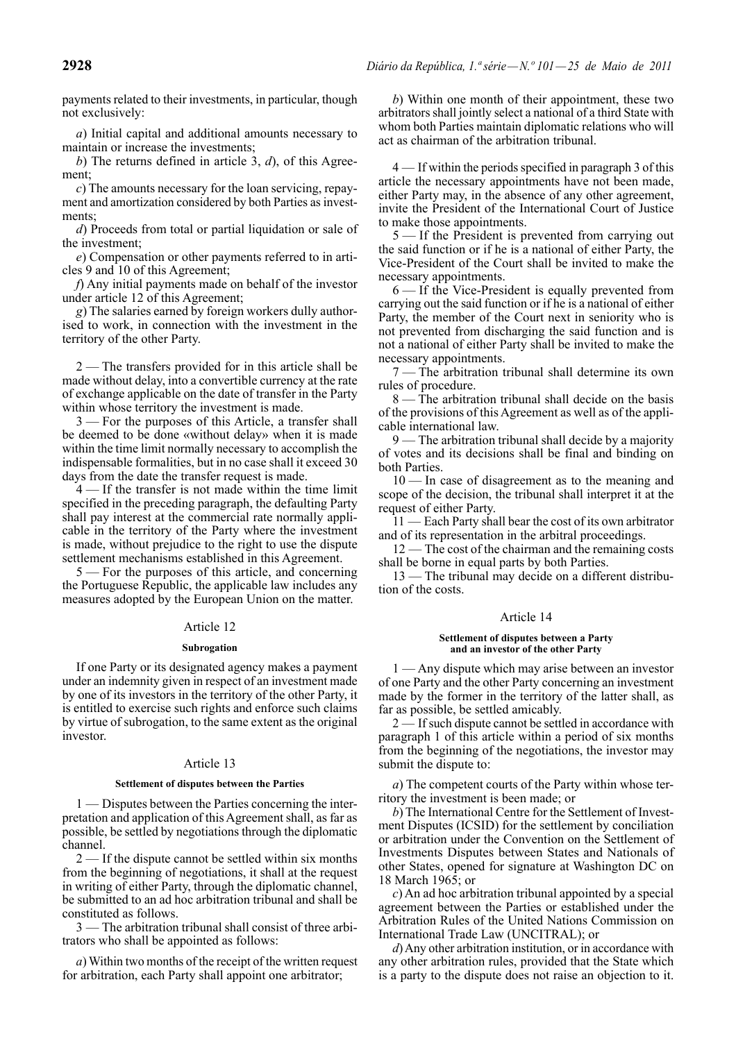payments related to their investments, in particular, though not exclusively:

*a*) Initial capital and additional amounts necessary to maintain or increase the investments;

*b*) The returns defined in article 3, *d*), of this Agreement;

*c*) The amounts necessary for the loan servicing, repayment and amortization considered by both Parties as investments;

*d*) Proceeds from total or partial liquidation or sale of the investment;

*e*) Compensation or other payments referred to in articles 9 and 10 of this Agreement;

*f*) Any initial payments made on behalf of the investor under article 12 of this Agreement;

*g*) The salaries earned by foreign workers dully authorised to work, in connection with the investment in the territory of the other Party.

2 — The transfers provided for in this article shall be made without delay, into a convertible currency at the rate of exchange applicable on the date of transfer in the Party within whose territory the investment is made.

3 — For the purposes of this Article, a transfer shall be deemed to be done «without delay» when it is made within the time limit normally necessary to accomplish the indispensable formalities, but in no case shall it exceed 30 days from the date the transfer request is made.

4 — If the transfer is not made within the time limit specified in the preceding paragraph, the defaulting Party shall pay interest at the commercial rate normally applicable in the territory of the Party where the investment is made, without prejudice to the right to use the dispute settlement mechanisms established in this Agreement.

5 — For the purposes of this article, and concerning the Portuguese Republic, the applicable law includes any measures adopted by the European Union on the matter.

## Article 12

### Subrogation

If one Party or its designated agency makes a payment under an indemnity given in respect of an investment made by one of its investors in the territory of the other Party, it is entitled to exercise such rights and enforce such claims by virtue of subrogation, to the same extent as the original investor.

## Article 13

### Settlement of disputes between the Parties

1 — Disputes between the Parties concerning the interpretation and application of this Agreement shall, as far as possible, be settled by negotiations through the diplomatic channel.

2 — If the dispute cannot be settled within six months from the beginning of negotiations, it shall at the request in writing of either Party, through the diplomatic channel, be submitted to an ad hoc arbitration tribunal and shall be constituted as follows.

3 — The arbitration tribunal shall consist of three arbitrators who shall be appointed as follows:

*a*) Within two months of the receipt of the written request for arbitration, each Party shall appoint one arbitrator;

*b*) Within one month of their appointment, these two arbitrators shall jointly select a national of a third State with whom both Parties maintain diplomatic relations who will act as chairman of the arbitration tribunal.

4 — If within the periods specified in paragraph 3 of this article the necessary appointments have not been made, either Party may, in the absence of any other agreement, invite the President of the International Court of Justice to make those appointments.

5 — If the President is prevented from carrying out the said function or if he is a national of either Party, the Vice-President of the Court shall be invited to make the necessary appointments.

6 — If the Vice-President is equally prevented from carrying out the said function or if he is a national of either Party, the member of the Court next in seniority who is not prevented from discharging the said function and is not a national of either Party shall be invited to make the necessary appointments.

7 — The arbitration tribunal shall determine its own rules of procedure.

8 — The arbitration tribunal shall decide on the basis of the provisions of this Agreement as well as of the applicable international law.

9 — The arbitration tribunal shall decide by a majority of votes and its decisions shall be final and binding on both Parties.

10 — In case of disagreement as to the meaning and scope of the decision, the tribunal shall interpret it at the request of either Party.

11 — Each Party shall bear the cost of its own arbitrator and of its representation in the arbitral proceedings.

12 — The cost of the chairman and the remaining costs shall be borne in equal parts by both Parties.

13 — The tribunal may decide on a different distribution of the costs.

## Article 14

### Settlement of disputes between a Party and an investor of the other Party

1 — Any dispute which may arise between an investor of one Party and the other Party concerning an investment made by the former in the territory of the latter shall, as far as possible, be settled amicably.

2 — If such dispute cannot be settled in accordance with paragraph 1 of this article within a period of six months from the beginning of the negotiations, the investor may submit the dispute to:

*a*) The competent courts of the Party within whose territory the investment is been made; or

*b*) The International Centre for the Settlement of Investment Disputes (ICSID) for the settlement by conciliation or arbitration under the Convention on the Settlement of Investments Disputes between States and Nationals of other States, opened for signature at Washington DC on 18 March 1965; or

*c*) An ad hoc arbitration tribunal appointed by a special agreement between the Parties or established under the Arbitration Rules of the United Nations Commission on International Trade Law (UNCITRAL); or

*d*) Any other arbitration institution, or in accordance with any other arbitration rules, provided that the State which is a party to the dispute does not raise an objection to it.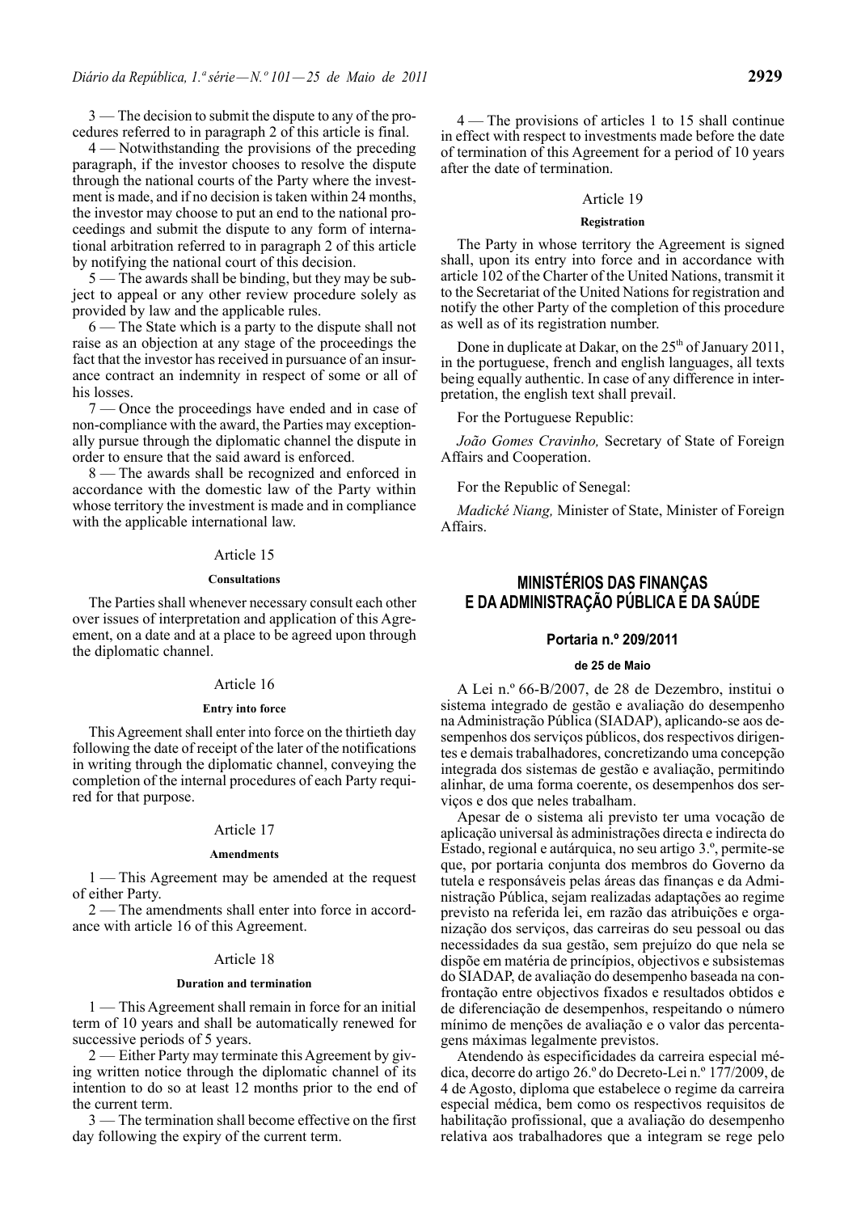3 — The decision to submit the dispute to any of the procedures referred to in paragraph 2 of this article is final.

4 — Notwithstanding the provisions of the preceding paragraph, if the investor chooses to resolve the dispute through the national courts of the Party where the investment is made, and if no decision is taken within 24 months, the investor may choose to put an end to the national proceedings and submit the dispute to any form of international arbitration referred to in paragraph 2 of this article by notifying the national court of this decision.

5 — The awards shall be binding, but they may be subject to appeal or any other review procedure solely as provided by law and the applicable rules.

6 — The State which is a party to the dispute shall not raise as an objection at any stage of the proceedings the fact that the investor has received in pursuance of an insurance contract an indemnity in respect of some or all of his losses.

7 — Once the proceedings have ended and in case of non-compliance with the award, the Parties may exceptionally pursue through the diplomatic channel the dispute in order to ensure that the said award is enforced.

8 — The awards shall be recognized and enforced in accordance with the domestic law of the Party within whose territory the investment is made and in compliance with the applicable international law.

Article 15

**Consultations**

The Parties shall whenever necessary consult each other over issues of interpretation and application of this Agreement, on a date and at a place to be agreed upon through the diplomatic channel.

Article 16

**Entry into force**

This Agreement shall enter into force on the thirtieth day following the date of receipt of the later of the notifications in writing through the diplomatic channel, conveying the completion of the internal procedures of each Party required for that purpose.

Article 17

**Amendments**

1 — This Agreement may be amended at the request of either Party.

2 — The amendments shall enter into force in accordance with article 16 of this Agreement.

Article 18

**Duration and termination**

1 — This Agreement shall remain in force for an initial term of 10 years and shall be automatically renewed for successive periods of 5 years.

2 — Either Party may terminate this Agreement by giving written notice through the diplomatic channel of its intention to do so at least 12 months prior to the end of the current term.

3 — The termination shall become effective on the first day following the expiry of the current term.

4 — The provisions of articles 1 to 15 shall continue in effect with respect to investments made before the date of termination of this Agreement for a period of 10 years after the date of termination.

Article 19

**Registration**

The Party in whose territory the Agreement is signed shall, upon its entry into force and in accordance with article 102 of the Charter of the United Nations, transmit it to the Secretariat of the United Nations for registration and notify the other Party of the completion of this procedure as well as of its registration number.

Done in duplicate at Dakar, on the 25th of January 2011, in the portuguese, french and english languages, all texts being equally authentic. In case of any difference in interpretation, the english text shall prevail.

For the Portuguese Republic:

*João Gomes Cravinho,* Secretary of State of Foreign Affairs and Cooperation.

For the Republic of Senegal:

*Madické Niang,* Minister of State, Minister of Foreign Affairs.

## MINISTÉRIOS DAS FINANÇAS E DA ADMINISTRAÇÃO PÚBLICA E DA SAÚDE

### Portaria n.º 209/2011

#### de 25 de Maio

A Lei n.º 66-B/2007, de 28 de Dezembro, institui o sistema integrado de gestão e avaliação do desempenho na Administração Pública (SIADAP), aplicando-se aos desempenhos dos serviços públicos, dos respectivos dirigentes e demais trabalhadores, concretizando uma concepção integrada dos sistemas de gestão e avaliação, permitindo alinhar, de uma forma coerente, os desempenhos dos serviços e dos que neles trabalham.

Apesar de o sistema ali previsto ter uma vocação de aplicação universal às administrações directa e indirecta do Estado, regional e autárquica, no seu artigo 3.º, permite-se que, por portaria conjunta dos membros do Governo da tutela e responsáveis pelas áreas das finanças e da Administração Pública, sejam realizadas adaptações ao regime previsto na referida lei, em razão das atribuições e organização dos serviços, das carreiras do seu pessoal ou das necessidades da sua gestão, sem prejuízo do que nela se dispõe em matéria de princípios, objectivos e subsistemas do SIADAP, de avaliação do desempenho baseada na confrontação entre objectivos fixados e resultados obtidos e de diferenciação de desempenhos, respeitando o número mínimo de menções de avaliação e o valor das percentagens máximas legalmente previstos.

Atendendo às especificidades da carreira especial médica, decorre do artigo 26.º do Decreto-Lei n.º 177/2009, de 4 de Agosto, diploma que estabelece o regime da carreira especial médica, bem como os respectivos requisitos de habilitação profissional, que a avaliação do desempenho relativa aos trabalhadores que a integram se rege pelo